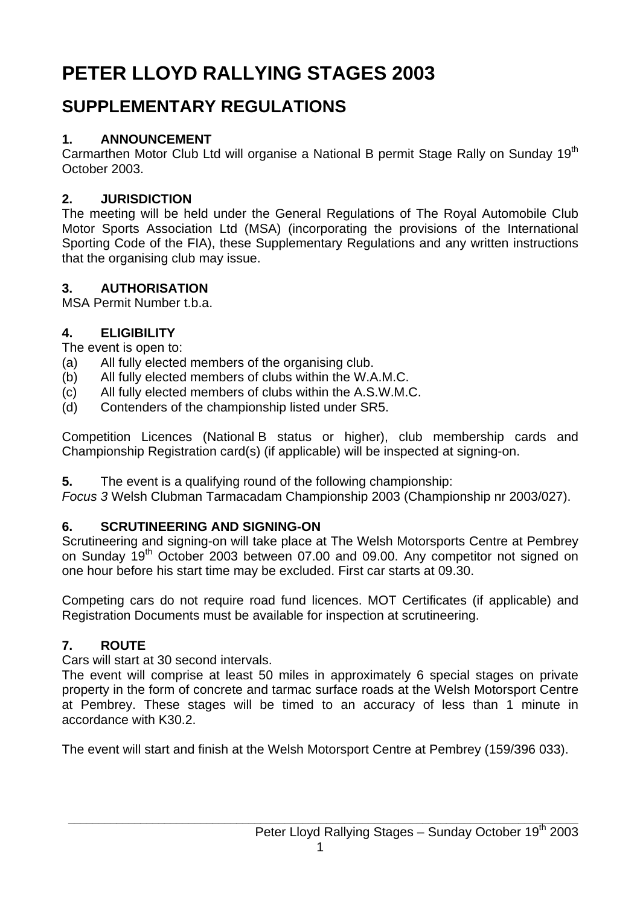# PETER LLOYD RALLYING STAGES 2003

## SUPPLEMENTARY REGULATIONS

### 1. ANNOUNCEMENT

Carmarthen Motor Club Ltd will organise a National B permit Stage Rally on Sunday 19th October 2003.

### 2. JURISDICTION

The meeting will be held under the General Regulations of The Royal Automobile Club Motor Sports Association Ltd (MSA) (incorporating the provisions of the International Sporting Code of the FIA), these Supplementary Regulations and any written instructions that the organising club may issue.

### 3. AUTHORISATION

MSA Permit Number t.b.a.

### 4. ELIGIBILITY

The event is open to:

(a) All fully elected members of the organising club.
(b) All fully elected members of clubs within the W.A.M.C.
(c) All fully elected members of clubs within the A.S.W.M.C.
(d) Contenders of the championship listed under SR5.

Competition Licences (National B status or higher), club membership cards and Championship Registration card(s) (if applicable) will be inspected at signing-on.

**5.** The event is a qualifying round of the following championship:
*Focus 3* Welsh Clubman Tarmacadam Championship 2003 (Championship nr 2003/027).

### 6. SCRUTINEERING AND SIGNING-ON

Scrutineering and signing-on will take place at The Welsh Motorsports Centre at Pembrey on Sunday 19th October 2003 between 07.00 and 09.00. Any competitor not signed on one hour before his start time may be excluded. First car starts at 09.30.

Competing cars do not require road fund licences. MOT Certificates (if applicable) and Registration Documents must be available for inspection at scrutineering.

### 7. ROUTE

Cars will start at 30 second intervals.
The event will comprise at least 50 miles in approximately 6 special stages on private property in the form of concrete and tarmac surface roads at the Welsh Motorsport Centre at Pembrey. These stages will be timed to an accuracy of less than 1 minute in accordance with K30.2.

The event will start and finish at the Welsh Motorsport Centre at Pembrey (159/396 033).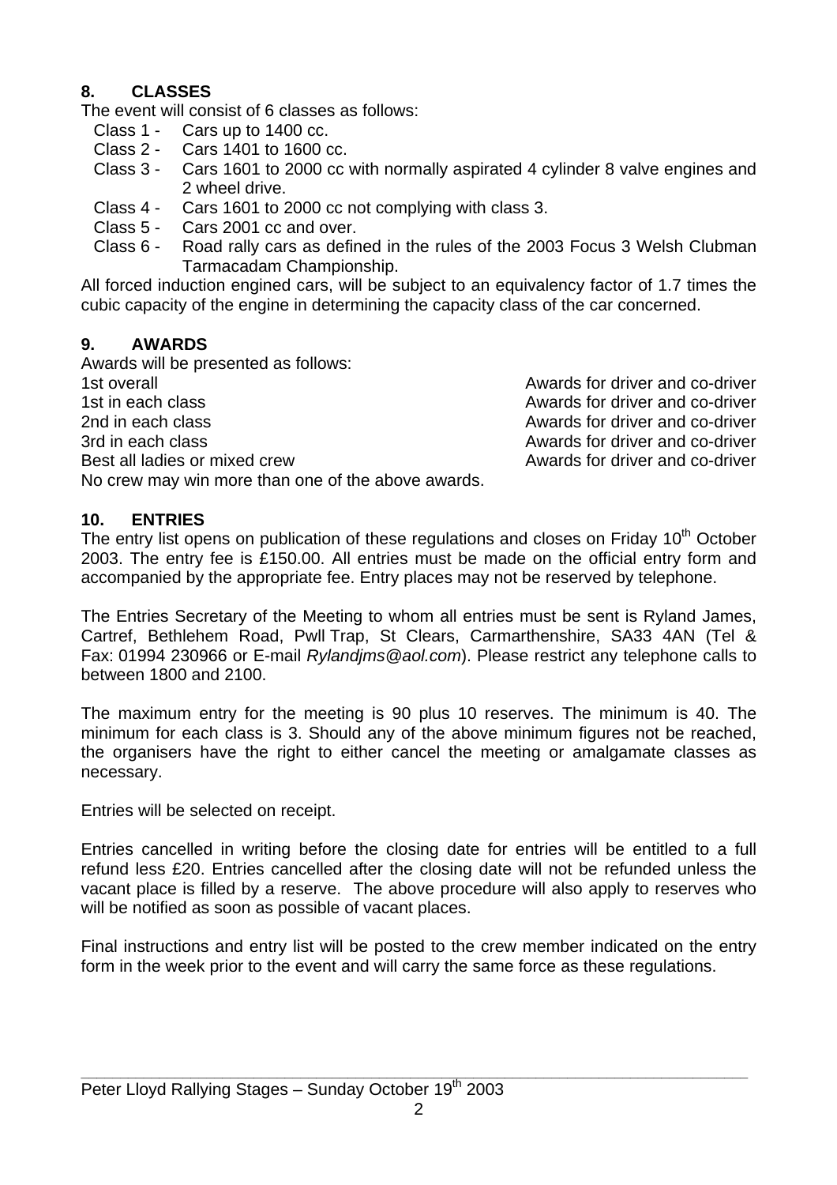## 8. CLASSES

The event will consist of 6 classes as follows:

- Class 1 - Cars up to 1400 cc.
- Class 2 - Cars 1401 to 1600 cc.
- Class 3 - Cars 1601 to 2000 cc with normally aspirated 4 cylinder 8 valve engines and 2 wheel drive.
- Class 4 - Cars 1601 to 2000 cc not complying with class 3.
- Class 5 - Cars 2001 cc and over.
- Class 6 - Road rally cars as defined in the rules of the 2003 Focus 3 Welsh Clubman Tarmacadam Championship.

All forced induction engined cars, will be subject to an equivalency factor of 1.7 times the cubic capacity of the engine in determining the capacity class of the car concerned.

## 9. AWARDS

Awards will be presented as follows:

| | |
|---|---|
| 1st overall | Awards for driver and co-driver |
| 1st in each class | Awards for driver and co-driver |
| 2nd in each class | Awards for driver and co-driver |
| 3rd in each class | Awards for driver and co-driver |
| Best all ladies or mixed crew | Awards for driver and co-driver |

No crew may win more than one of the above awards.

## 10. ENTRIES

The entry list opens on publication of these regulations and closes on Friday 10th October 2003. The entry fee is £150.00. All entries must be made on the official entry form and accompanied by the appropriate fee. Entry places may not be reserved by telephone.

The Entries Secretary of the Meeting to whom all entries must be sent is Ryland James, Cartref, Bethlehem Road, Pwll Trap, St Clears, Carmarthenshire, SA33 4AN (Tel & Fax: 01994 230966 or E-mail *Rylandjms@aol.com*). Please restrict any telephone calls to between 1800 and 2100.

The maximum entry for the meeting is 90 plus 10 reserves. The minimum is 40. The minimum for each class is 3. Should any of the above minimum figures not be reached, the organisers have the right to either cancel the meeting or amalgamate classes as necessary.

Entries will be selected on receipt.

Entries cancelled in writing before the closing date for entries will be entitled to a full refund less £20. Entries cancelled after the closing date will not be refunded unless the vacant place is filled by a reserve. The above procedure will also apply to reserves who will be notified as soon as possible of vacant places.

Final instructions and entry list will be posted to the crew member indicated on the entry form in the week prior to the event and will carry the same force as these regulations.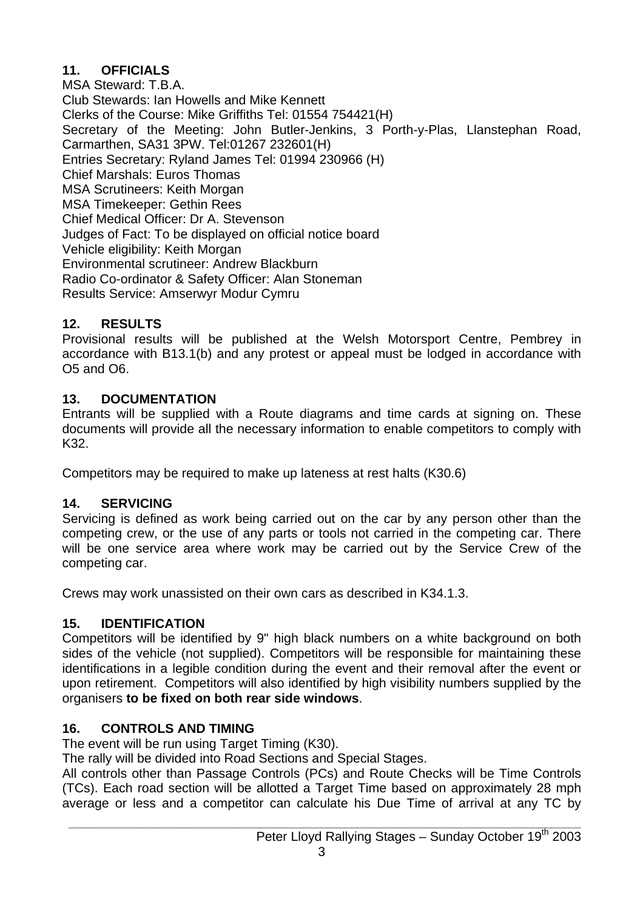## 11. OFFICIALS

MSA Steward: T.B.A.
Club Stewards: Ian Howells and Mike Kennett
Clerks of the Course: Mike Griffiths Tel: 01554 754421(H)
Secretary of the Meeting: John Butler-Jenkins, 3 Porth-y-Plas, Llanstephan Road, Carmarthen, SA31 3PW. Tel:01267 232601(H)
Entries Secretary: Ryland James Tel: 01994 230966 (H)
Chief Marshals: Euros Thomas
MSA Scrutineers: Keith Morgan
MSA Timekeeper: Gethin Rees
Chief Medical Officer: Dr A. Stevenson
Judges of Fact: To be displayed on official notice board
Vehicle eligibility: Keith Morgan
Environmental scrutineer: Andrew Blackburn
Radio Co-ordinator & Safety Officer: Alan Stoneman
Results Service: Amserwyr Modur Cymru

## 12. RESULTS

Provisional results will be published at the Welsh Motorsport Centre, Pembrey in accordance with B13.1(b) and any protest or appeal must be lodged in accordance with O5 and O6.

## 13. DOCUMENTATION

Entrants will be supplied with a Route diagrams and time cards at signing on. These documents will provide all the necessary information to enable competitors to comply with K32.

Competitors may be required to make up lateness at rest halts (K30.6)

## 14. SERVICING

Servicing is defined as work being carried out on the car by any person other than the competing crew, or the use of any parts or tools not carried in the competing car. There will be one service area where work may be carried out by the Service Crew of the competing car.

Crews may work unassisted on their own cars as described in K34.1.3.

## 15. IDENTIFICATION

Competitors will be identified by 9" high black numbers on a white background on both sides of the vehicle (not supplied). Competitors will be responsible for maintaining these identifications in a legible condition during the event and their removal after the event or upon retirement. Competitors will also identified by high visibility numbers supplied by the organisers **to be fixed on both rear side windows**.

## 16. CONTROLS AND TIMING

The event will be run using Target Timing (K30).
The rally will be divided into Road Sections and Special Stages.
All controls other than Passage Controls (PCs) and Route Checks will be Time Controls (TCs). Each road section will be allotted a Target Time based on approximately 28 mph average or less and a competitor can calculate his Due Time of arrival at any TC by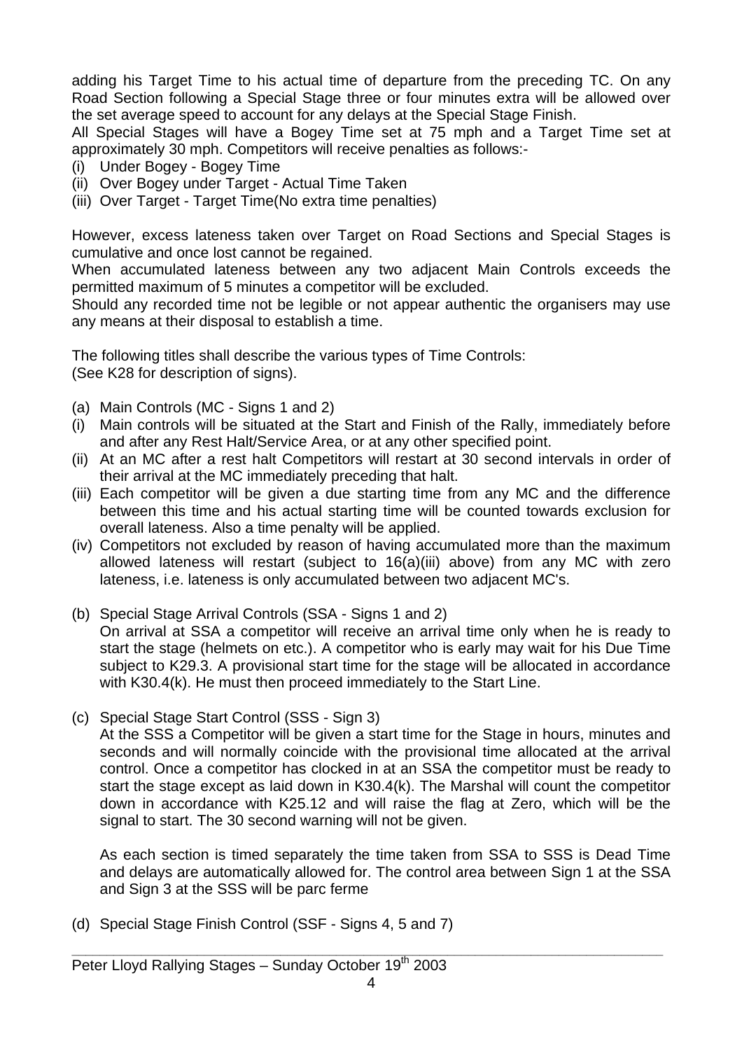adding his Target Time to his actual time of departure from the preceding TC. On any Road Section following a Special Stage three or four minutes extra will be allowed over the set average speed to account for any delays at the Special Stage Finish.
All Special Stages will have a Bogey Time set at 75 mph and a Target Time set at approximately 30 mph. Competitors will receive penalties as follows:-

(i) Under Bogey - Bogey Time
(ii) Over Bogey under Target - Actual Time Taken
(iii) Over Target - Target Time(No extra time penalties)

However, excess lateness taken over Target on Road Sections and Special Stages is cumulative and once lost cannot be regained.
When accumulated lateness between any two adjacent Main Controls exceeds the permitted maximum of 5 minutes a competitor will be excluded.
Should any recorded time not be legible or not appear authentic the organisers may use any means at their disposal to establish a time.

The following titles shall describe the various types of Time Controls:
(See K28 for description of signs).

(a) Main Controls (MC - Signs 1 and 2)
(i) Main controls will be situated at the Start and Finish of the Rally, immediately before and after any Rest Halt/Service Area, or at any other specified point.
(ii) At an MC after a rest halt Competitors will restart at 30 second intervals in order of their arrival at the MC immediately preceding that halt.
(iii) Each competitor will be given a due starting time from any MC and the difference between this time and his actual starting time will be counted towards exclusion for overall lateness. Also a time penalty will be applied.
(iv) Competitors not excluded by reason of having accumulated more than the maximum allowed lateness will restart (subject to 16(a)(iii) above) from any MC with zero lateness, i.e. lateness is only accumulated between two adjacent MC's.

(b) Special Stage Arrival Controls (SSA - Signs 1 and 2)
On arrival at SSA a competitor will receive an arrival time only when he is ready to start the stage (helmets on etc.). A competitor who is early may wait for his Due Time subject to K29.3. A provisional start time for the stage will be allocated in accordance with K30.4(k). He must then proceed immediately to the Start Line.

(c) Special Stage Start Control (SSS - Sign 3)
At the SSS a Competitor will be given a start time for the Stage in hours, minutes and seconds and will normally coincide with the provisional time allocated at the arrival control. Once a competitor has clocked in at an SSA the competitor must be ready to start the stage except as laid down in K30.4(k). The Marshal will count the competitor down in accordance with K25.12 and will raise the flag at Zero, which will be the signal to start. The 30 second warning will not be given.

As each section is timed separately the time taken from SSA to SSS is Dead Time and delays are automatically allowed for. The control area between Sign 1 at the SSA and Sign 3 at the SSS will be parc ferme

(d) Special Stage Finish Control (SSF - Signs 4, 5 and 7)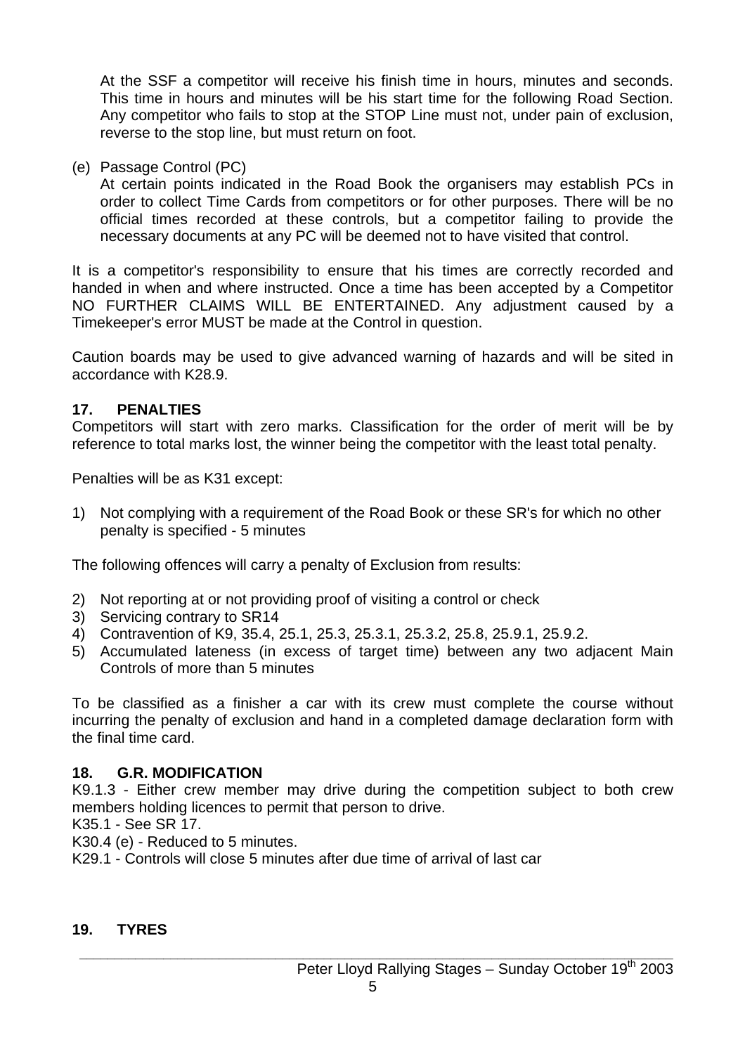At the SSF a competitor will receive his finish time in hours, minutes and seconds. This time in hours and minutes will be his start time for the following Road Section. Any competitor who fails to stop at the STOP Line must not, under pain of exclusion, reverse to the stop line, but must return on foot.

(e) Passage Control (PC)

At certain points indicated in the Road Book the organisers may establish PCs in order to collect Time Cards from competitors or for other purposes. There will be no official times recorded at these controls, but a competitor failing to provide the necessary documents at any PC will be deemed not to have visited that control.

It is a competitor's responsibility to ensure that his times are correctly recorded and handed in when and where instructed. Once a time has been accepted by a Competitor NO FURTHER CLAIMS WILL BE ENTERTAINED. Any adjustment caused by a Timekeeper's error MUST be made at the Control in question.

Caution boards may be used to give advanced warning of hazards and will be sited in accordance with K28.9.

## 17. PENALTIES

Competitors will start with zero marks. Classification for the order of merit will be by reference to total marks lost, the winner being the competitor with the least total penalty.

Penalties will be as K31 except:

1) Not complying with a requirement of the Road Book or these SR's for which no other penalty is specified - 5 minutes

The following offences will carry a penalty of Exclusion from results:

2) Not reporting at or not providing proof of visiting a control or check
3) Servicing contrary to SR14
4) Contravention of K9, 35.4, 25.1, 25.3, 25.3.1, 25.3.2, 25.8, 25.9.1, 25.9.2.
5) Accumulated lateness (in excess of target time) between any two adjacent Main Controls of more than 5 minutes

To be classified as a finisher a car with its crew must complete the course without incurring the penalty of exclusion and hand in a completed damage declaration form with the final time card.

## 18. G.R. MODIFICATION

K9.1.3 - Either crew member may drive during the competition subject to both crew members holding licences to permit that person to drive.

K35.1 - See SR 17.

K30.4 (e) - Reduced to 5 minutes.

K29.1 - Controls will close 5 minutes after due time of arrival of last car

## 19. TYRES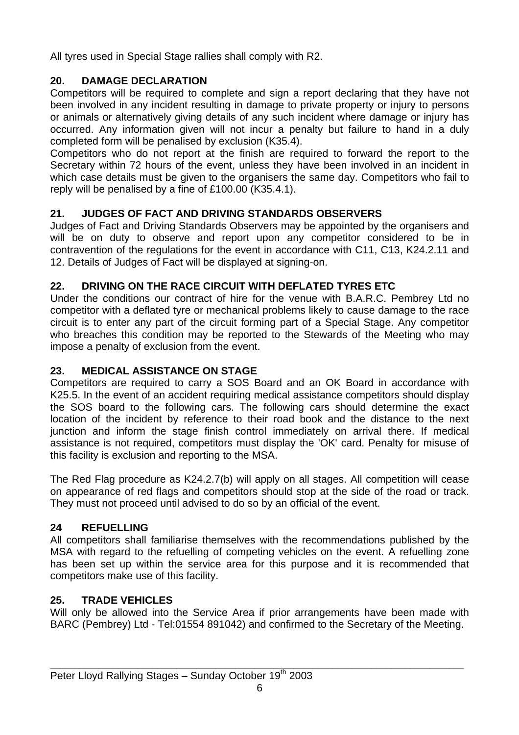All tyres used in Special Stage rallies shall comply with R2.

## 20. DAMAGE DECLARATION

Competitors will be required to complete and sign a report declaring that they have not been involved in any incident resulting in damage to private property or injury to persons or animals or alternatively giving details of any such incident where damage or injury has occurred. Any information given will not incur a penalty but failure to hand in a duly completed form will be penalised by exclusion (K35.4).

Competitors who do not report at the finish are required to forward the report to the Secretary within 72 hours of the event, unless they have been involved in an incident in which case details must be given to the organisers the same day. Competitors who fail to reply will be penalised by a fine of £100.00 (K35.4.1).

## 21. JUDGES OF FACT AND DRIVING STANDARDS OBSERVERS

Judges of Fact and Driving Standards Observers may be appointed by the organisers and will be on duty to observe and report upon any competitor considered to be in contravention of the regulations for the event in accordance with C11, C13, K24.2.11 and 12. Details of Judges of Fact will be displayed at signing-on.

## 22. DRIVING ON THE RACE CIRCUIT WITH DEFLATED TYRES ETC

Under the conditions our contract of hire for the venue with B.A.R.C. Pembrey Ltd no competitor with a deflated tyre or mechanical problems likely to cause damage to the race circuit is to enter any part of the circuit forming part of a Special Stage. Any competitor who breaches this condition may be reported to the Stewards of the Meeting who may impose a penalty of exclusion from the event.

## 23. MEDICAL ASSISTANCE ON STAGE

Competitors are required to carry a SOS Board and an OK Board in accordance with K25.5. In the event of an accident requiring medical assistance competitors should display the SOS board to the following cars. The following cars should determine the exact location of the incident by reference to their road book and the distance to the next junction and inform the stage finish control immediately on arrival there. If medical assistance is not required, competitors must display the 'OK' card. Penalty for misuse of this facility is exclusion and reporting to the MSA.

The Red Flag procedure as K24.2.7(b) will apply on all stages. All competition will cease on appearance of red flags and competitors should stop at the side of the road or track. They must not proceed until advised to do so by an official of the event.

## 24 REFUELLING

All competitors shall familiarise themselves with the recommendations published by the MSA with regard to the refuelling of competing vehicles on the event. A refuelling zone has been set up within the service area for this purpose and it is recommended that competitors make use of this facility.

## 25. TRADE VEHICLES

Will only be allowed into the Service Area if prior arrangements have been made with BARC (Pembrey) Ltd - Tel:01554 891042) and confirmed to the Secretary of the Meeting.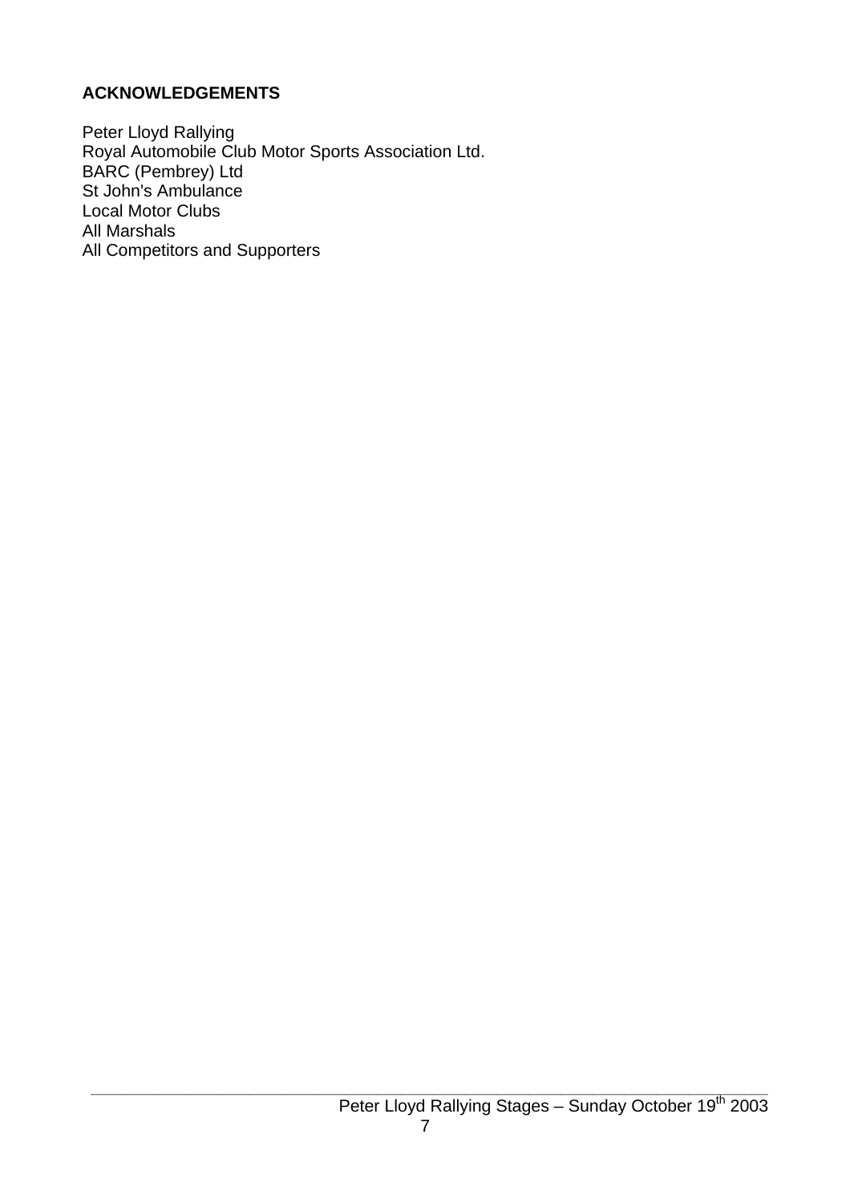## ACKNOWLEDGEMENTS

Peter Lloyd Rallying
Royal Automobile Club Motor Sports Association Ltd.
BARC (Pembrey) Ltd
St John's Ambulance
Local Motor Clubs
All Marshals
All Competitors and Supporters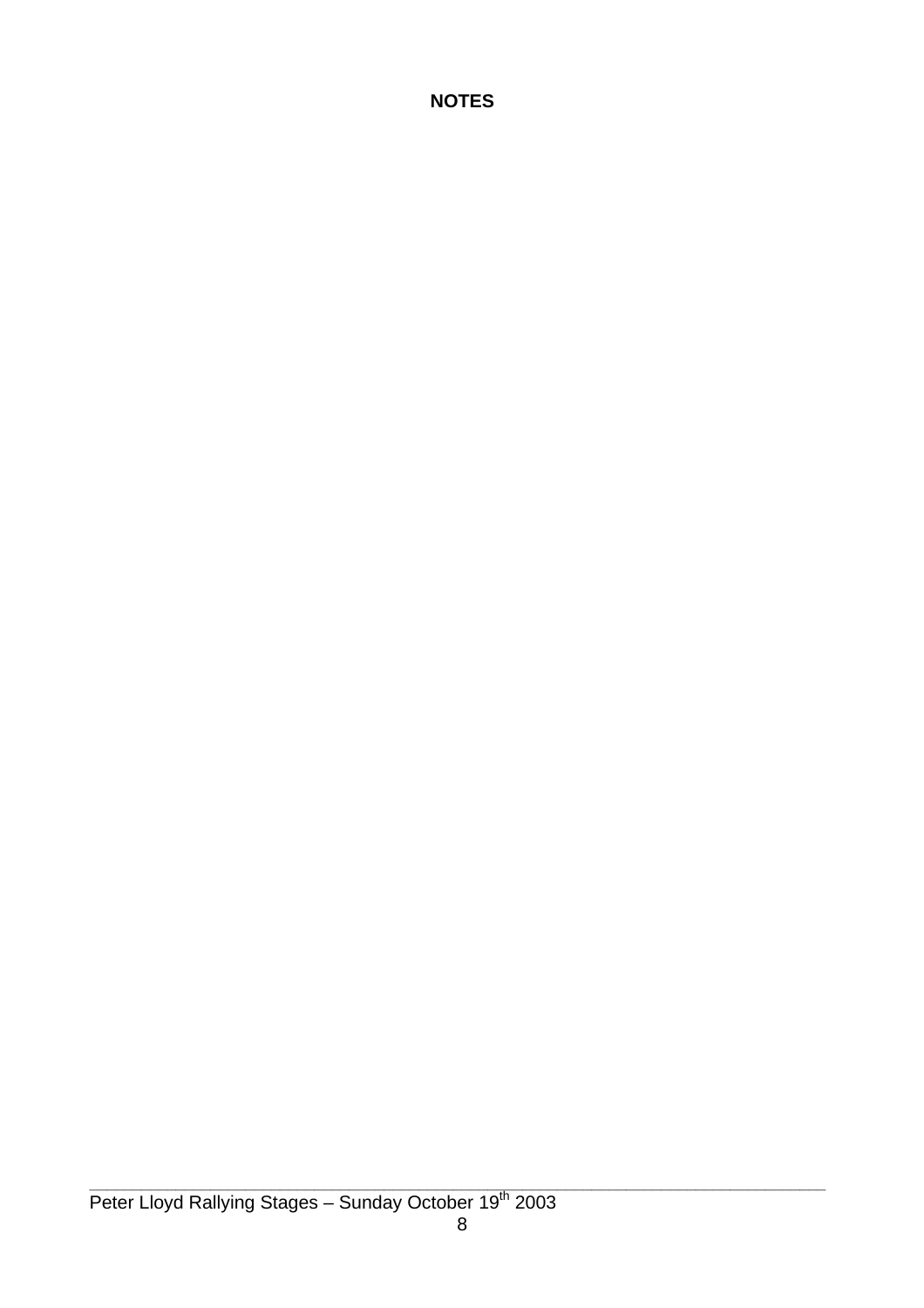**NOTES**